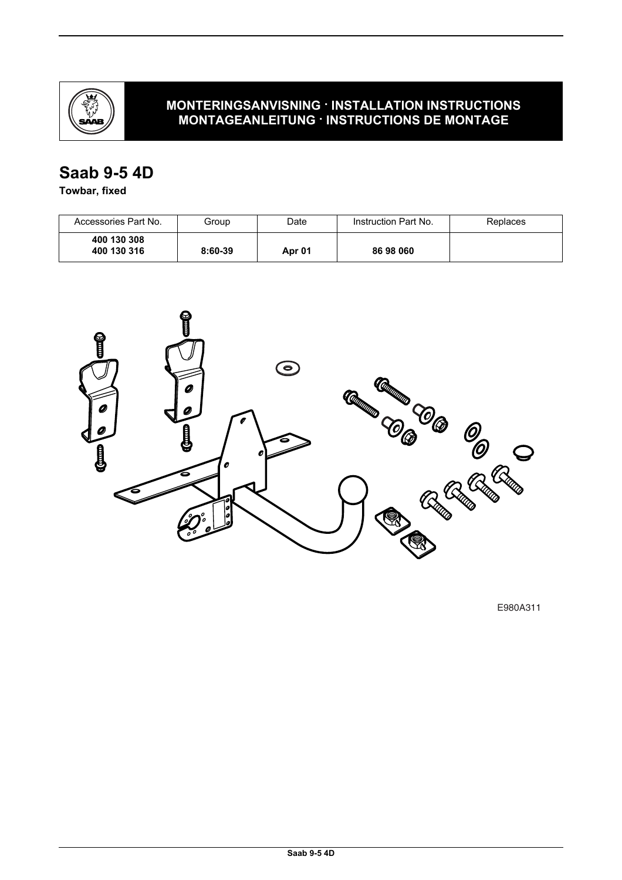**MONTERINGSANVISNING · INSTALLATION INSTRUCTIONS**
**MONTAGEANLEITUNG · INSTRUCTIONS DE MONTAGE**

# Saab 9-5 4D

**Towbar, fixed**

| Accessories Part No. | Group | Date | Instruction Part No. | Replaces |
|---|---|---|---|---|
| **400 130 308**<br>**400 130 316** | **8:60-39** | **Apr 01** | **86 98 060** | |

E980A311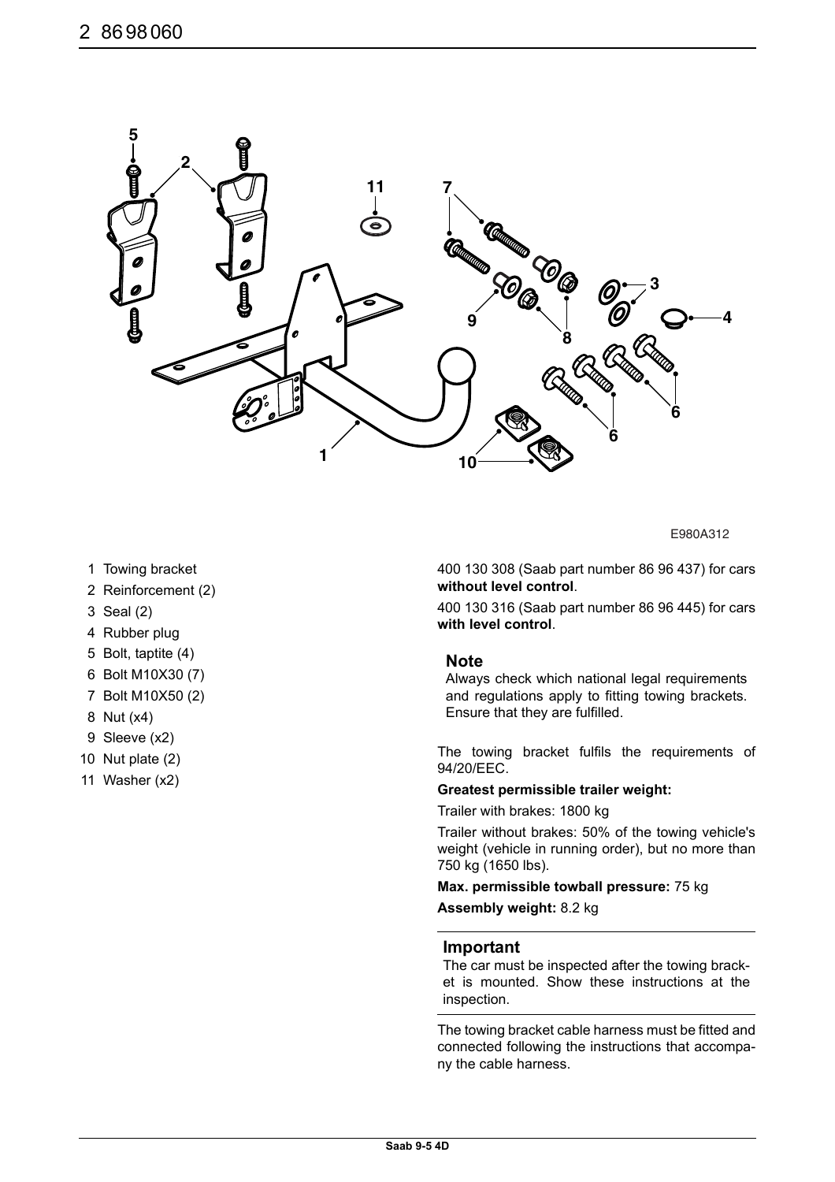E980A312

1. Towing bracket
2. Reinforcement (2)
3. Seal (2)
4. Rubber plug
5. Bolt, taptite (4)
6. Bolt M10X30 (7)
7. Bolt M10X50 (2)
8. Nut (x4)
9. Sleeve (x2)
10. Nut plate (2)
11. Washer (x2)

400 130 308 (Saab part number 86 96 437) for cars **without level control**.

400 130 316 (Saab part number 86 96 445) for cars **with level control**.

### Note

Always check which national legal requirements and regulations apply to fitting towing brackets. Ensure that they are fulfilled.

The towing bracket fulfils the requirements of 94/20/EEC.

**Greatest permissible trailer weight:**

Trailer with brakes: 1800 kg

Trailer without brakes: 50% of the towing vehicle's weight (vehicle in running order), but no more than 750 kg (1650 lbs).

**Max. permissible towball pressure:** 75 kg

**Assembly weight:** 8.2 kg

### Important

The car must be inspected after the towing bracket is mounted. Show these instructions at the inspection.

The towing bracket cable harness must be fitted and connected following the instructions that accompany the cable harness.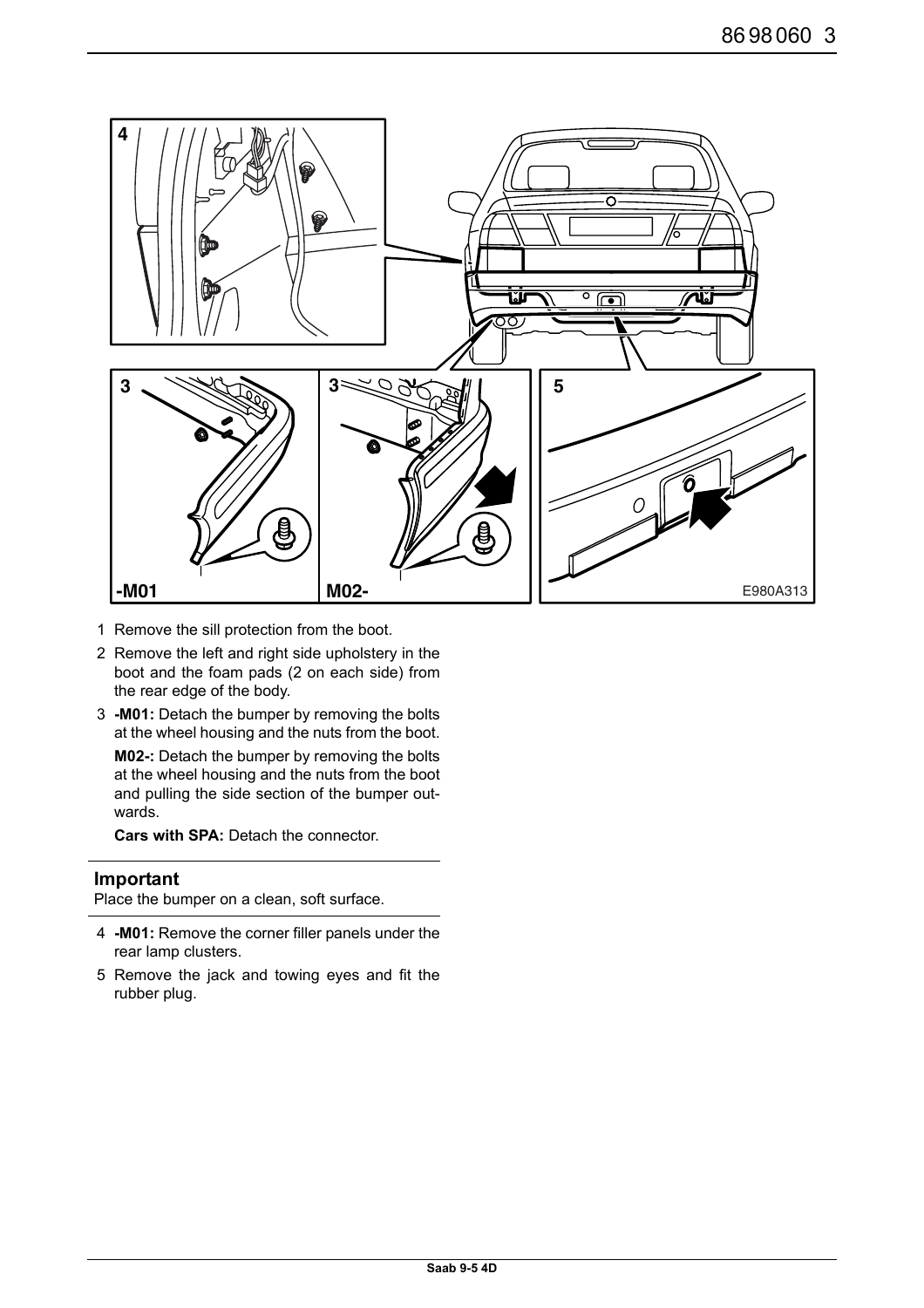1. Remove the sill protection from the boot.
2. Remove the left and right side upholstery in the boot and the foam pads (2 on each side) from the rear edge of the body.
3. **-M01:** Detach the bumper by removing the bolts at the wheel housing and the nuts from the boot.

   **M02-:** Detach the bumper by removing the bolts at the wheel housing and the nuts from the boot and pulling the side section of the bumper outwards.

   **Cars with SPA:** Detach the connector.

---

### Important

Place the bumper on a clean, soft surface.

---

4. **-M01:** Remove the corner filler panels under the rear lamp clusters.
5. Remove the jack and towing eyes and fit the rubber plug.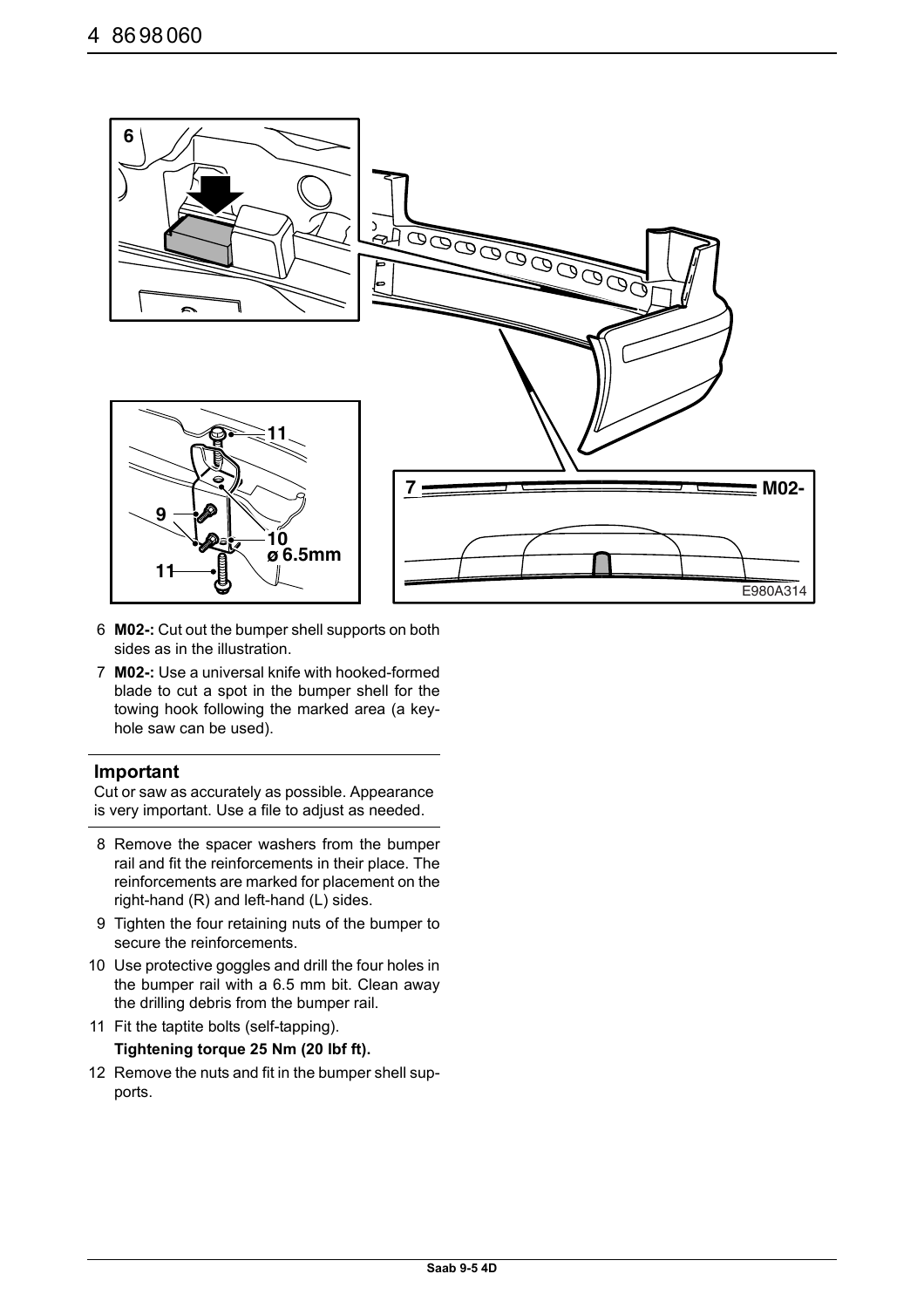6 **M02-:** Cut out the bumper shell supports on both sides as in the illustration.

7 **M02-:** Use a universal knife with hooked-formed blade to cut a spot in the bumper shell for the towing hook following the marked area (a key-hole saw can be used).

## Important

Cut or saw as accurately as possible. Appearance is very important. Use a file to adjust as needed.

8 Remove the spacer washers from the bumper rail and fit the reinforcements in their place. The reinforcements are marked for placement on the right-hand (R) and left-hand (L) sides.

9 Tighten the four retaining nuts of the bumper to secure the reinforcements.

10 Use protective goggles and drill the four holes in the bumper rail with a 6.5 mm bit. Clean away the drilling debris from the bumper rail.

11 Fit the taptite bolts (self-tapping).

**Tightening torque 25 Nm (20 lbf ft).**

12 Remove the nuts and fit in the bumper shell supports.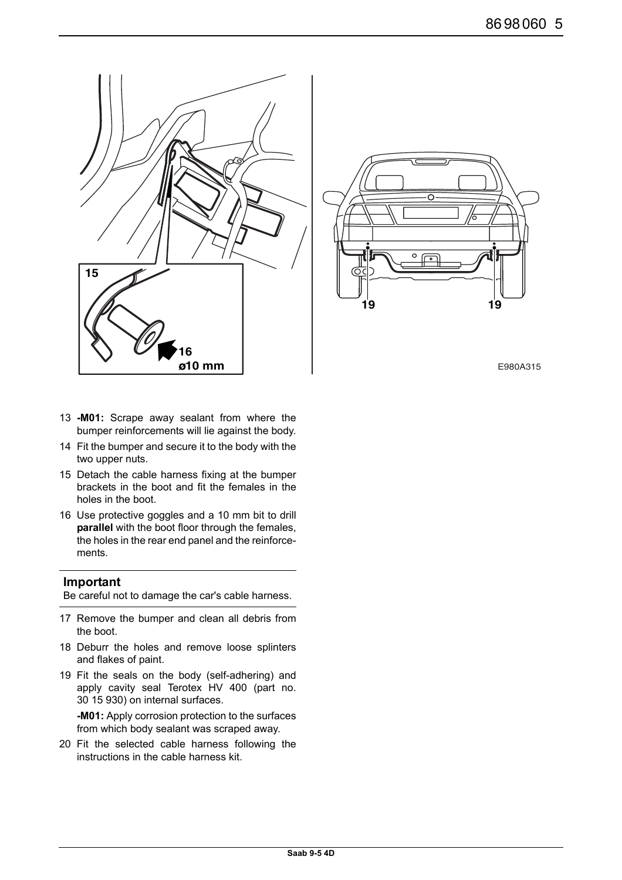13 **-M01:** Scrape away sealant from where the bumper reinforcements will lie against the body.
14 Fit the bumper and secure it to the body with the two upper nuts.
15 Detach the cable harness fixing at the bumper brackets in the boot and fit the females in the holes in the boot.
16 Use protective goggles and a 10 mm bit to drill **parallel** with the boot floor through the females, the holes in the rear end panel and the reinforcements.

## Important

Be careful not to damage the car's cable harness.

17 Remove the bumper and clean all debris from the boot.
18 Deburr the holes and remove loose splinters and flakes of paint.
19 Fit the seals on the body (self-adhering) and apply cavity seal Terotex HV 400 (part no. 30 15 930) on internal surfaces.

   **-M01:** Apply corrosion protection to the surfaces from which body sealant was scraped away.

20 Fit the selected cable harness following the instructions in the cable harness kit.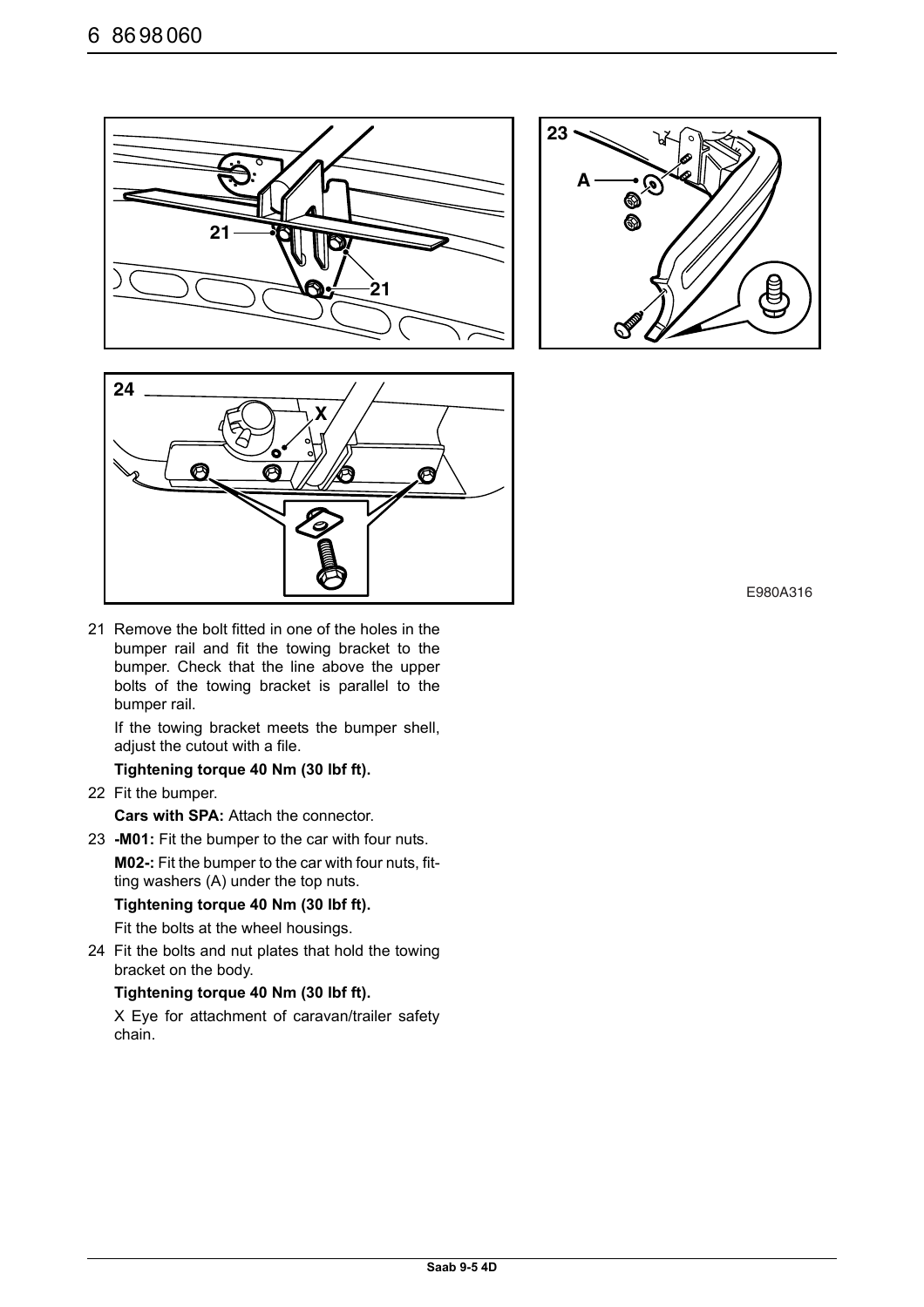21 Remove the bolt fitted in one of the holes in the bumper rail and fit the towing bracket to the bumper. Check that the line above the upper bolts of the towing bracket is parallel to the bumper rail.

If the towing bracket meets the bumper shell, adjust the cutout with a file.

**Tightening torque 40 Nm (30 lbf ft).**

22 Fit the bumper.

**Cars with SPA:** Attach the connector.

23 **-M01:** Fit the bumper to the car with four nuts.

**M02-:** Fit the bumper to the car with four nuts, fitting washers (A) under the top nuts.

**Tightening torque 40 Nm (30 lbf ft).**

Fit the bolts at the wheel housings.

24 Fit the bolts and nut plates that hold the towing bracket on the body.

**Tightening torque 40 Nm (30 lbf ft).**

X Eye for attachment of caravan/trailer safety chain.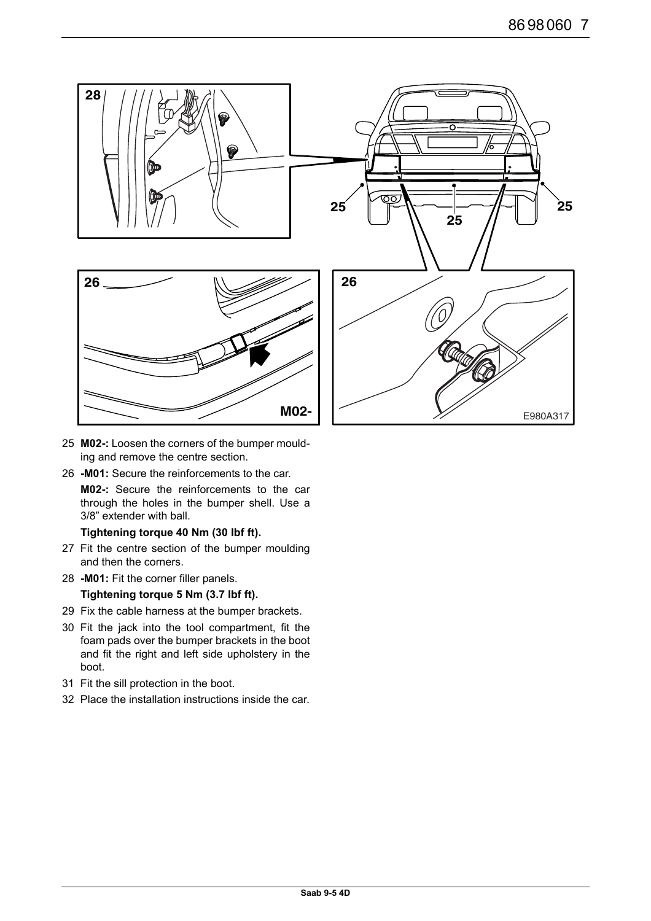25 **M02-:** Loosen the corners of the bumper moulding and remove the centre section.

26 **-M01:** Secure the reinforcements to the car.

**M02-:** Secure the reinforcements to the car through the holes in the bumper shell. Use a 3/8" extender with ball.

**Tightening torque 40 Nm (30 lbf ft).**

27 Fit the centre section of the bumper moulding and then the corners.

28 **-M01:** Fit the corner filler panels.

**Tightening torque 5 Nm (3.7 lbf ft).**

29 Fix the cable harness at the bumper brackets.

30 Fit the jack into the tool compartment, fit the foam pads over the bumper brackets in the boot and fit the right and left side upholstery in the boot.

31 Fit the sill protection in the boot.

32 Place the installation instructions inside the car.